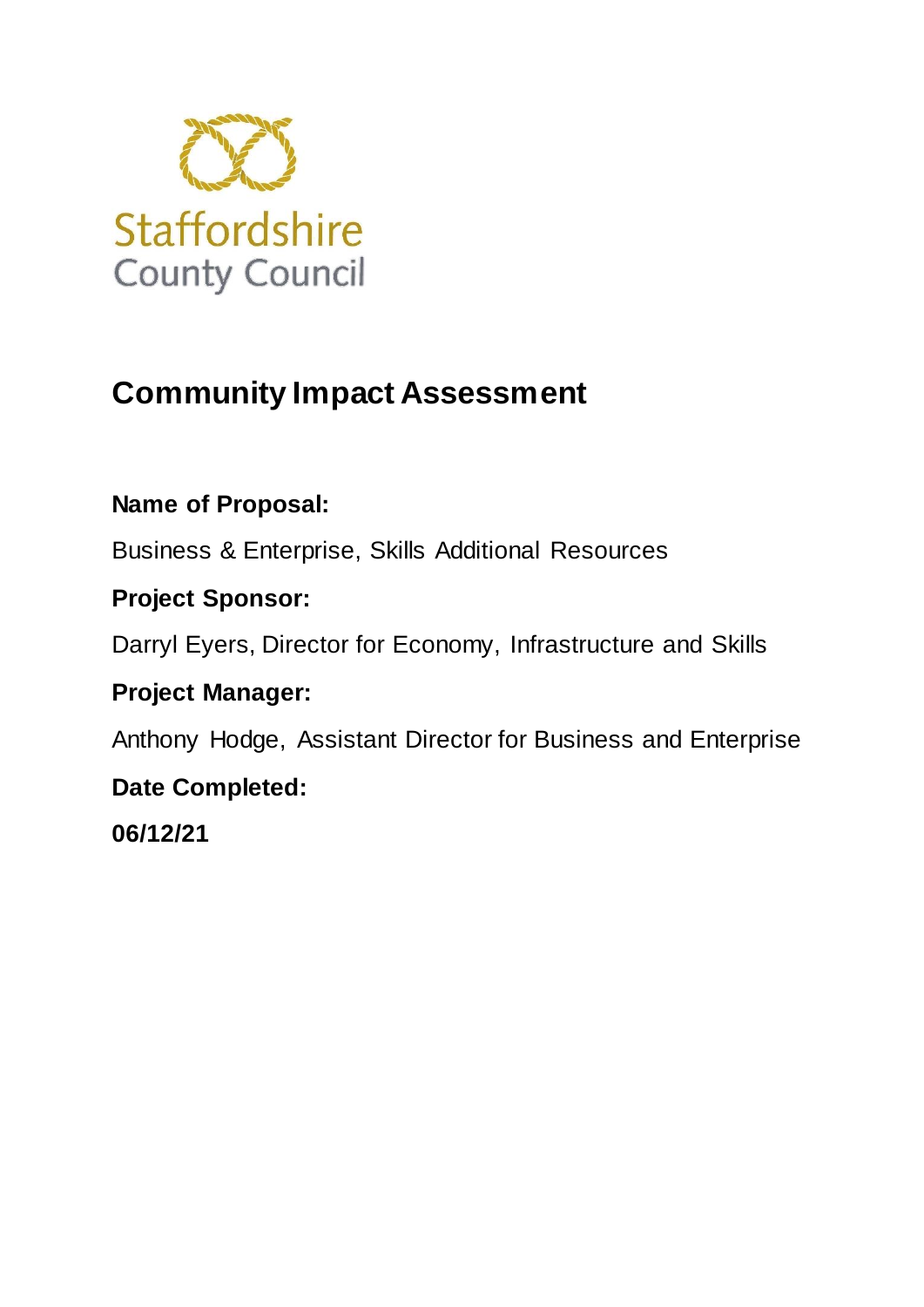Staffordshire County Council

# Community Impact Assessment

**Name of Proposal:**

Business & Enterprise, Skills Additional Resources

**Project Sponsor:**

Darryl Eyers, Director for Economy, Infrastructure and Skills

**Project Manager:**

Anthony Hodge, Assistant Director for Business and Enterprise

**Date Completed:**

**06/12/21**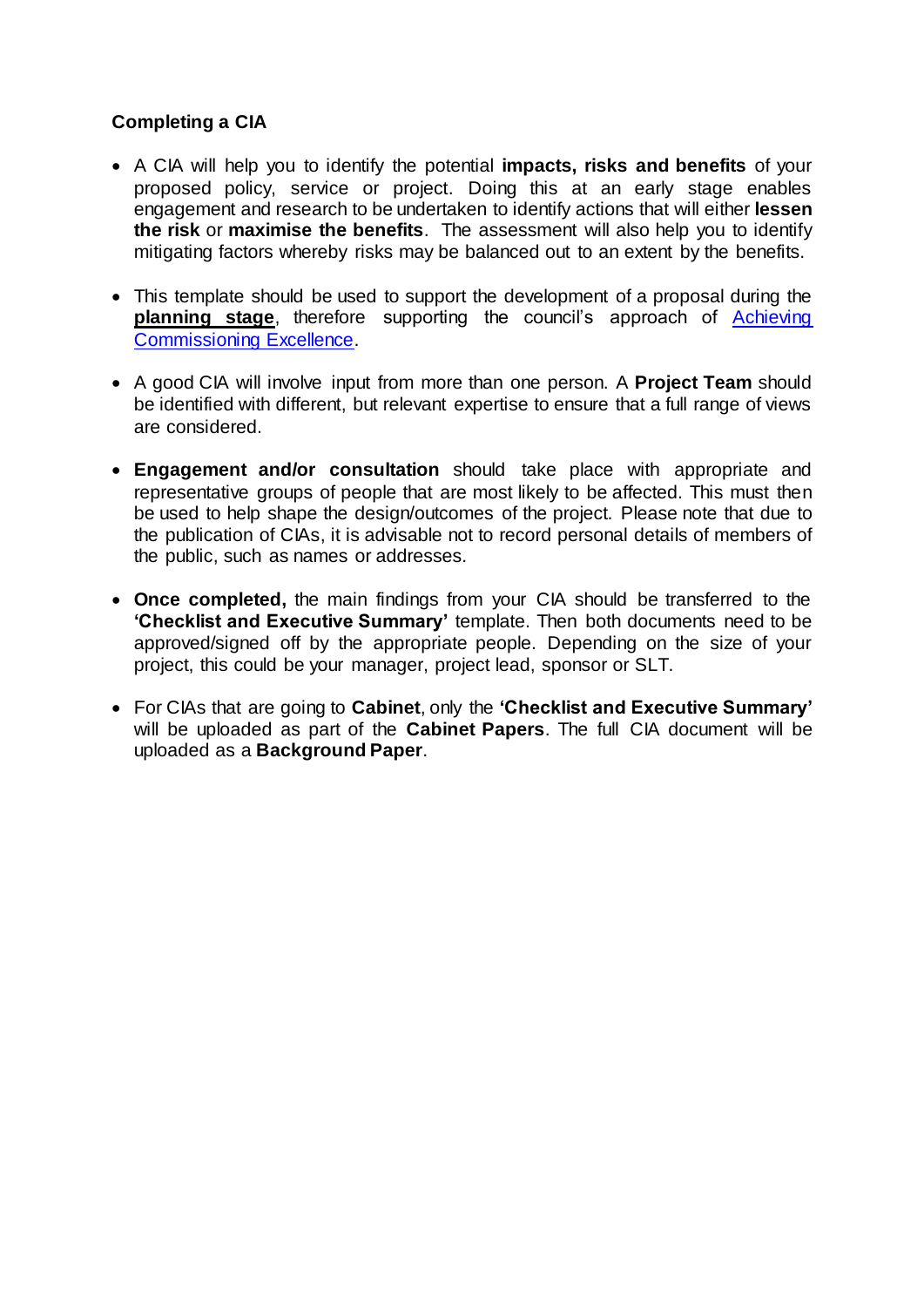**Completing a CIA**

- A CIA will help you to identify the potential **impacts, risks and benefits** of your proposed policy, service or project. Doing this at an early stage enables engagement and research to be undertaken to identify actions that will either **lessen the risk** or **maximise the benefits**. The assessment will also help you to identify mitigating factors whereby risks may be balanced out to an extent by the benefits.

- This template should be used to support the development of a proposal during the **planning stage**, therefore supporting the council's approach of Achieving Commissioning Excellence.

- A good CIA will involve input from more than one person. A **Project Team** should be identified with different, but relevant expertise to ensure that a full range of views are considered.

- **Engagement and/or consultation** should take place with appropriate and representative groups of people that are most likely to be affected. This must then be used to help shape the design/outcomes of the project. Please note that due to the publication of CIAs, it is advisable not to record personal details of members of the public, such as names or addresses.

- **Once completed,** the main findings from your CIA should be transferred to the **'Checklist and Executive Summary'** template. Then both documents need to be approved/signed off by the appropriate people. Depending on the size of your project, this could be your manager, project lead, sponsor or SLT.

- For CIAs that are going to **Cabinet**, only the **'Checklist and Executive Summary'** will be uploaded as part of the **Cabinet Papers**. The full CIA document will be uploaded as a **Background Paper**.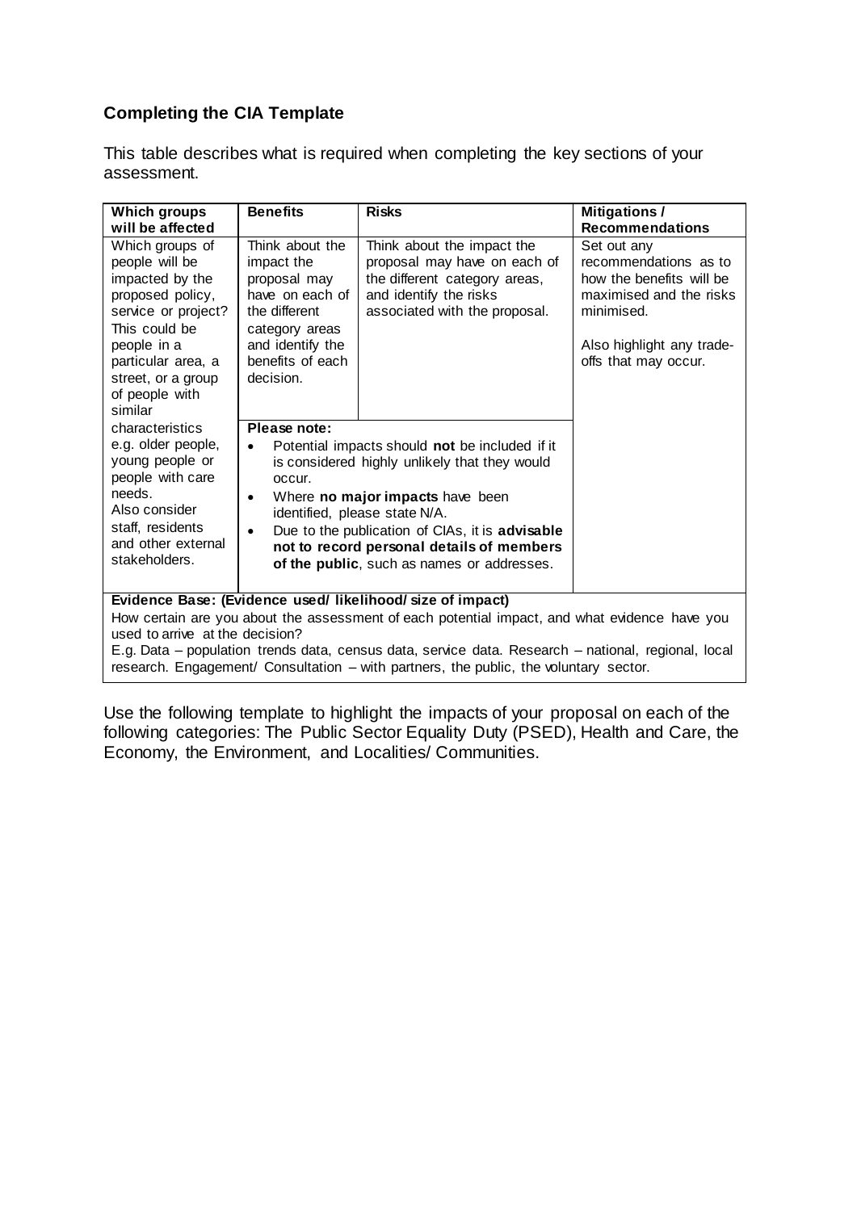## Completing the CIA Template

This table describes what is required when completing the key sections of your assessment.

| Which groups will be affected | Benefits | Risks | Mitigations / Recommendations |
|---|---|---|---|
| Which groups of people will be impacted by the proposed policy, service or project? This could be people in a particular area, a street, or a group of people with similar characteristics e.g. older people, young people or people with care needs. Also consider staff, residents and other external stakeholders. | Think about the impact the proposal may have on each of the different category areas and identify the benefits of each decision. | Think about the impact the proposal may have on each of the different category areas, and identify the risks associated with the proposal. | Set out any recommendations as to how the benefits will be maximised and the risks minimised.<br><br>Also highlight any trade-offs that may occur. |
| | **Please note:**<br>• Potential impacts should **not** be included if it is considered highly unlikely that they would occur.<br>• Where **no major impacts** have been identified, please state N/A.<br>• Due to the publication of CIAs, it is **advisable not to record personal details of members of the public**, such as names or addresses. | | |
| **Evidence Base: (Evidence used/ likelihood/ size of impact)**<br>How certain are you about the assessment of each potential impact, and what evidence have you used to arrive at the decision?<br>E.g. Data – population trends data, census data, service data. Research – national, regional, local research. Engagement/ Consultation – with partners, the public, the voluntary sector. | | | |

Use the following template to highlight the impacts of your proposal on each of the following categories: The Public Sector Equality Duty (PSED), Health and Care, the Economy, the Environment, and Localities/ Communities.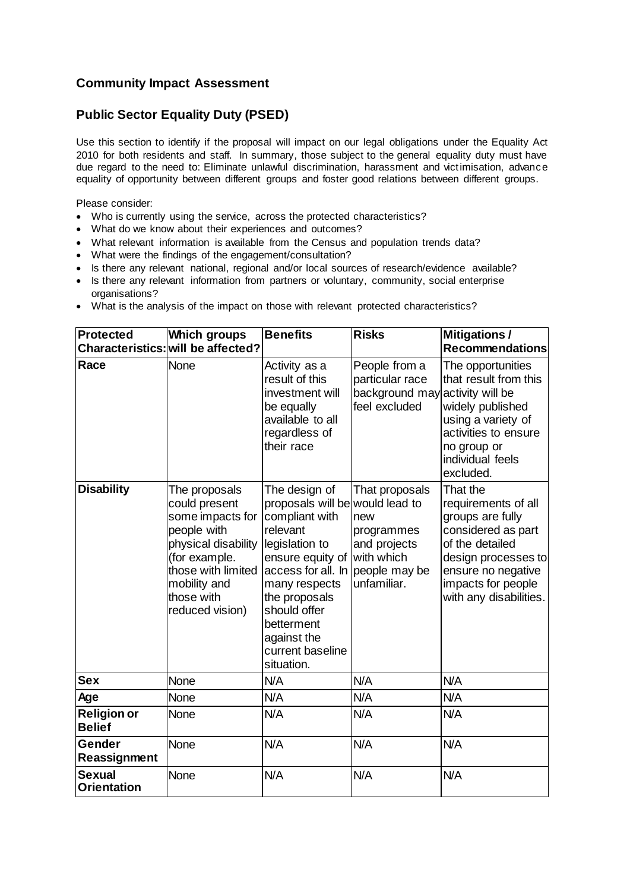## Community Impact Assessment

## Public Sector Equality Duty (PSED)

Use this section to identify if the proposal will impact on our legal obligations under the Equality Act 2010 for both residents and staff. In summary, those subject to the general equality duty must have due regard to the need to: Eliminate unlawful discrimination, harassment and victimisation, advance equality of opportunity between different groups and foster good relations between different groups.

Please consider:

- Who is currently using the service, across the protected characteristics?
- What do we know about their experiences and outcomes?
- What relevant information is available from the Census and population trends data?
- What were the findings of the engagement/consultation?
- Is there any relevant national, regional and/or local sources of research/evidence available?
- Is there any relevant information from partners or voluntary, community, social enterprise organisations?
- What is the analysis of the impact on those with relevant protected characteristics?

| Protected Characteristics: | Which groups will be affected? | Benefits | Risks | Mitigations / Recommendations |
|---|---|---|---|---|
| **Race** | None | Activity as a result of this investment will be equally available to all regardless of their race | People from a particular race background may feel excluded | The opportunities that result from this activity will be widely published using a variety of activities to ensure no group or individual feels excluded. |
| **Disability** | The proposals could present some impacts for people with physical disability (for example. those with limited mobility and those with reduced vision) | The design of proposals will be compliant with relevant legislation to ensure equity of access for all. In many respects the proposals should offer betterment against the current baseline situation. | That proposals would lead to new programmes and projects with which people may be unfamiliar. | That the requirements of all groups are fully considered as part of the detailed design processes to ensure no negative impacts for people with any disabilities. |
| **Sex** | None | N/A | N/A | N/A |
| **Age** | None | N/A | N/A | N/A |
| **Religion or Belief** | None | N/A | N/A | N/A |
| **Gender Reassignment** | None | N/A | N/A | N/A |
| **Sexual Orientation** | None | N/A | N/A | N/A |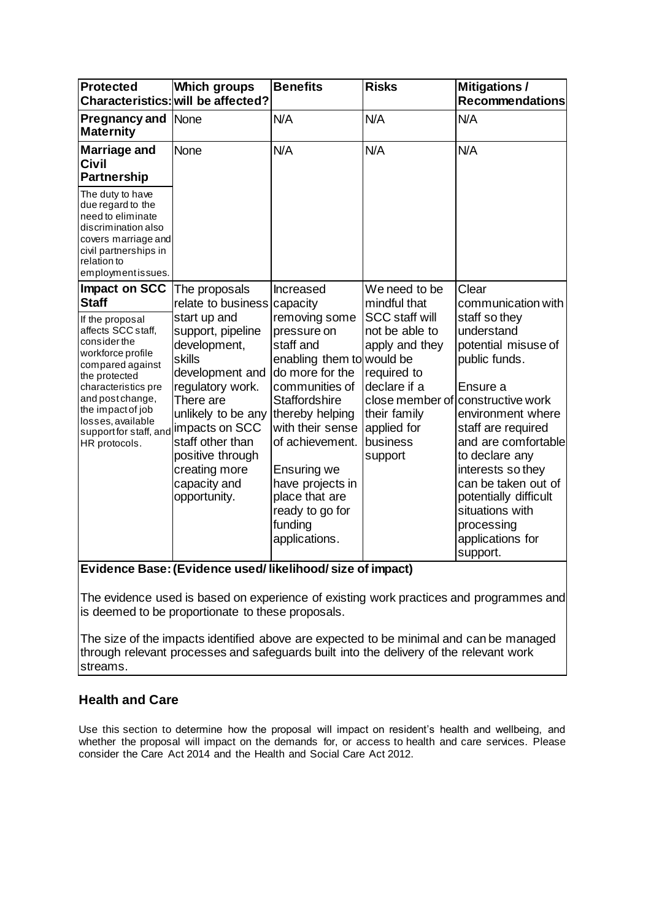| Protected Characteristics: | Which groups will be affected? | Benefits | Risks | Mitigations / Recommendations |
|---|---|---|---|---|
| **Pregnancy and Maternity** | None | N/A | N/A | N/A |
| **Marriage and Civil Partnership**<br><br>The duty to have due regard to the need to eliminate discrimination also covers marriage and civil partnerships in relation to employment issues. | None | N/A | N/A | N/A |
| **Impact on SCC Staff**<br><br>If the proposal affects SCC staff, consider the workforce profile compared against the protected characteristics pre and post change, the impact of job losses, available support for staff, and HR protocols. | The proposals relate to business start up and support, pipeline development, skills development and regulatory work. There are unlikely to be any impacts on SCC staff other than positive through creating more capacity and opportunity. | Increased capacity removing some pressure on staff and enabling them to do more for the communities of Staffordshire thereby helping with their sense of achievement.<br><br>Ensuring we have projects in place that are ready to go for funding applications. | We need to be mindful that SCC staff will not be able to apply and they would be required to declare if a close member of their family applied for business support | Clear communication with staff so they understand potential misuse of public funds.<br><br>Ensure a constructive work environment where staff are required and are comfortable to declare any interests so they can be taken out of potentially difficult situations with processing applications for support. |

**Evidence Base: (Evidence used/ likelihood/ size of impact)**

The evidence used is based on experience of existing work practices and programmes and is deemed to be proportionate to these proposals.

The size of the impacts identified above are expected to be minimal and can be managed through relevant processes and safeguards built into the delivery of the relevant work streams.

## Health and Care

Use this section to determine how the proposal will impact on resident's health and wellbeing, and whether the proposal will impact on the demands for, or access to health and care services. Please consider the Care Act 2014 and the Health and Social Care Act 2012.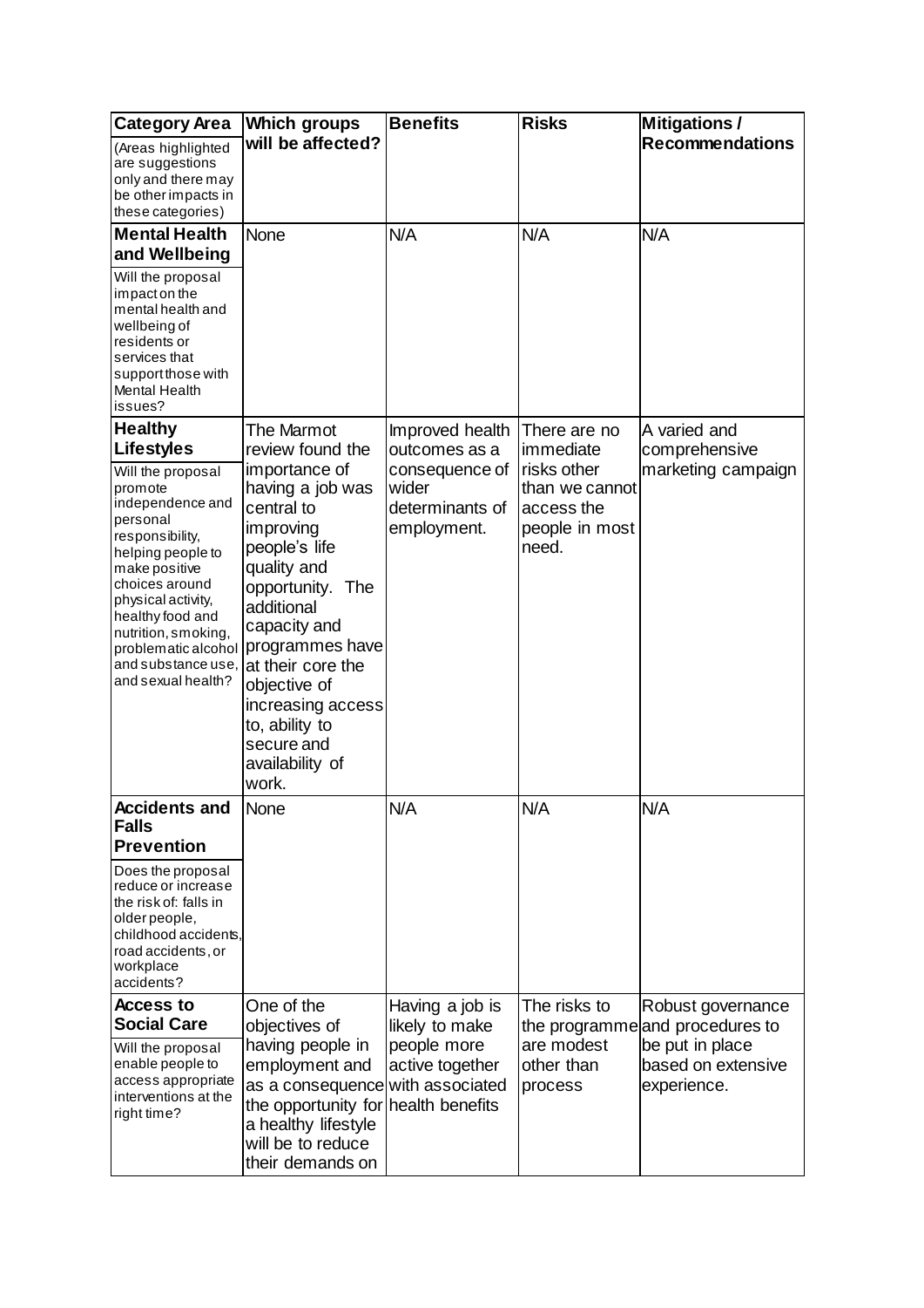| **Category Area** (Areas highlighted are suggestions only and there may be other impacts in these categories) | **Which groups will be affected?** | **Benefits** | **Risks** | **Mitigations / Recommendations** |
|---|---|---|---|---|
| **Mental Health and Wellbeing** Will the proposal impact on the mental health and wellbeing of residents or services that support those with Mental Health issues? | None | N/A | N/A | N/A |
| **Healthy Lifestyles** Will the proposal promote independence and personal responsibility, helping people to make positive choices around physical activity, healthy food and nutrition, smoking, problematic alcohol and substance use, and sexual health? | The Marmot review found the importance of having a job was central to improving people's life quality and opportunity. The additional capacity and programmes have at their core the objective of increasing access to, ability to secure and availability of work. | Improved health outcomes as a consequence of wider determinants of employment. | There are no immediate risks other than we cannot access the people in most need. | A varied and comprehensive marketing campaign |
| **Accidents and Falls Prevention** Does the proposal reduce or increase the risk of: falls in older people, childhood accidents, road accidents, or workplace accidents? | None | N/A | N/A | N/A |
| **Access to Social Care** Will the proposal enable people to access appropriate interventions at the right time? | One of the objectives of having people in employment and as a consequence the opportunity for a healthy lifestyle will be to reduce their demands on | Having a job is likely to make people more active together with associated health benefits | The risks to the programme are modest other than process | Robust governance and procedures to be put in place based on extensive experience. |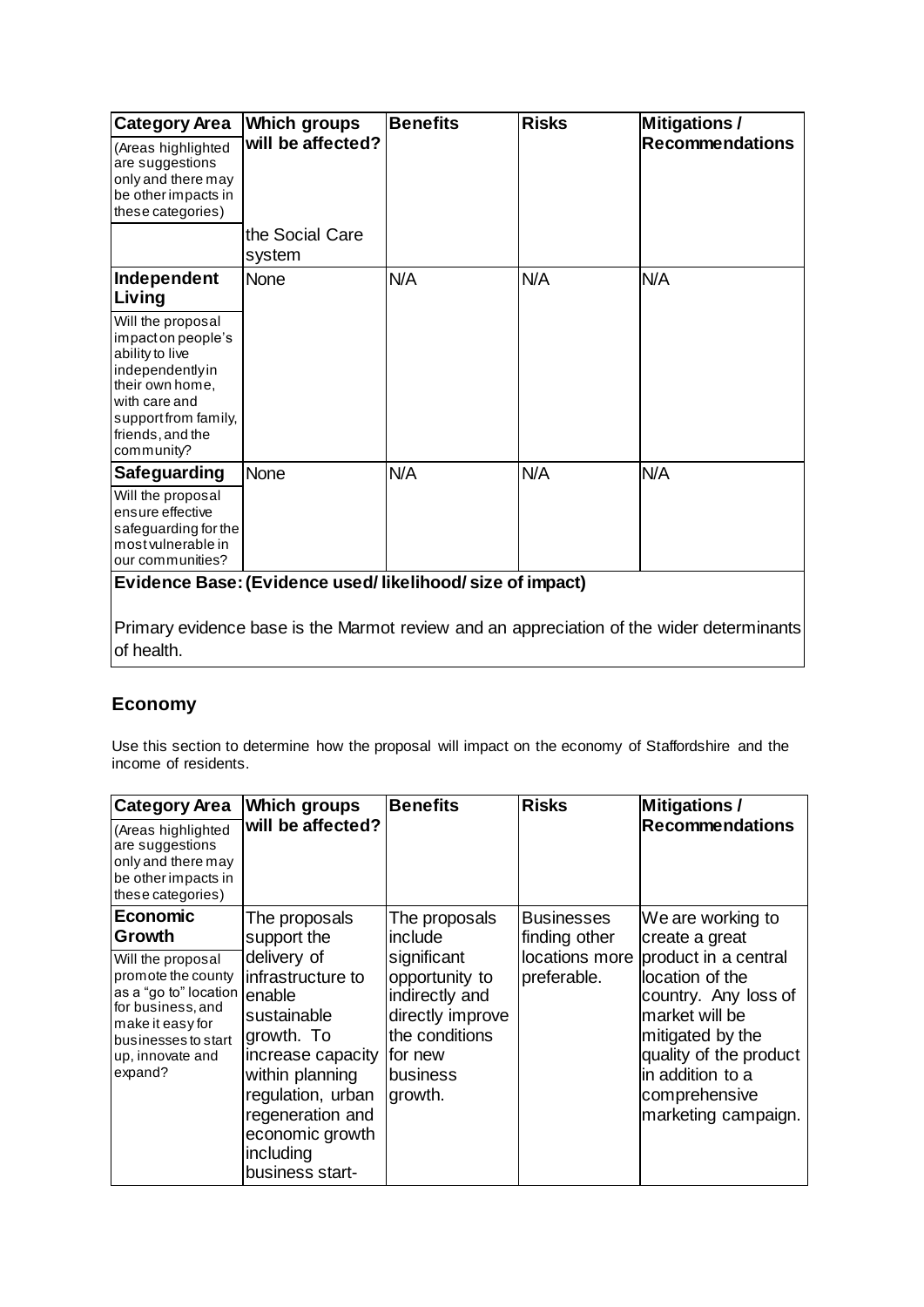| Category Area (Areas highlighted are suggestions only and there may be other impacts in these categories) | Which groups will be affected? | Benefits | Risks | Mitigations / Recommendations |
|---|---|---|---|---|
| | the Social Care system | | | |
| **Independent Living** Will the proposal impact on people's ability to live independently in their own home, with care and support from family, friends, and the community? | None | N/A | N/A | N/A |
| **Safeguarding** Will the proposal ensure effective safeguarding for the most vulnerable in our communities? | None | N/A | N/A | N/A |
| **Evidence Base: (Evidence used/ likelihood/ size of impact)** Primary evidence base is the Marmot review and an appreciation of the wider determinants of health. | | | | |

## Economy

Use this section to determine how the proposal will impact on the economy of Staffordshire and the income of residents.

| Category Area (Areas highlighted are suggestions only and there may be other impacts in these categories) | Which groups will be affected? | Benefits | Risks | Mitigations / Recommendations |
|---|---|---|---|---|
| **Economic Growth** Will the proposal promote the county as a "go to" location for business, and make it easy for businesses to start up, innovate and expand? | The proposals support the delivery of infrastructure to enable sustainable growth. To increase capacity within planning regulation, urban regeneration and economic growth including business start- | The proposals include significant opportunity to indirectly and directly improve the conditions for new business growth. | Businesses finding other locations more preferable. | We are working to create a great product in a central location of the country. Any loss of market will be mitigated by the quality of the product in addition to a comprehensive marketing campaign. |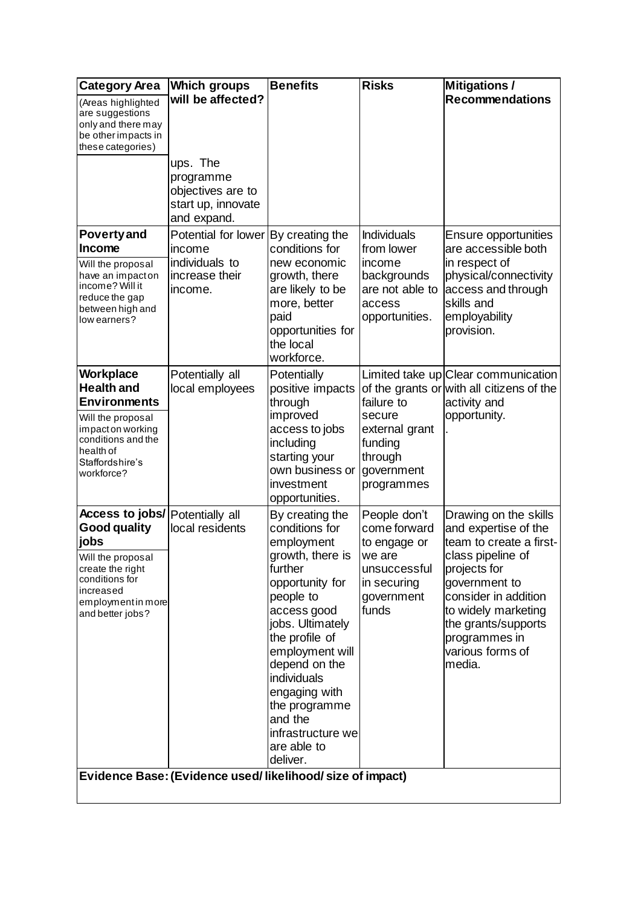| Category Area<br>(Areas highlighted are suggestions only and there may be other impacts in these categories) | Which groups will be affected? | Benefits | Risks | Mitigations / Recommendations |
|---|---|---|---|---|
| | ups. The programme objectives are to start up, innovate and expand. | | | |
| **Poverty and Income**<br>Will the proposal have an impact on income? Will it reduce the gap between high and low earners? | Potential for lower income individuals to increase their income. | By creating the conditions for new economic growth, there are likely to be more, better paid opportunities for the local workforce. | Individuals from lower income backgrounds are not able to access opportunities. | Ensure opportunities are accessible both in respect of physical/connectivity access and through skills and employability provision. |
| **Workplace Health and Environments**<br>Will the proposal impact on working conditions and the health of Staffordshire's workforce? | Potentially all local employees | Potentially positive impacts through improved access to jobs including starting your own business or investment opportunities. | Limited take up of the grants or failure to secure external grant funding through government programmes | Clear communication with all citizens of the activity and opportunity.<br>. |
| **Access to jobs/ Good quality jobs**<br>Will the proposal create the right conditions for increased employment in more and better jobs? | Potentially all local residents | By creating the conditions for employment growth, there is further opportunity for people to access good jobs. Ultimately the profile of employment will depend on the individuals engaging with the programme and the infrastructure we are able to deliver. | People don't come forward to engage or we are unsuccessful in securing government funds | Drawing on the skills and expertise of the team to create a first-class pipeline of projects for government to consider in addition to widely marketing the grants/supports programmes in various forms of media. |
| **Evidence Base: (Evidence used/ likelihood/ size of impact)** | | | | |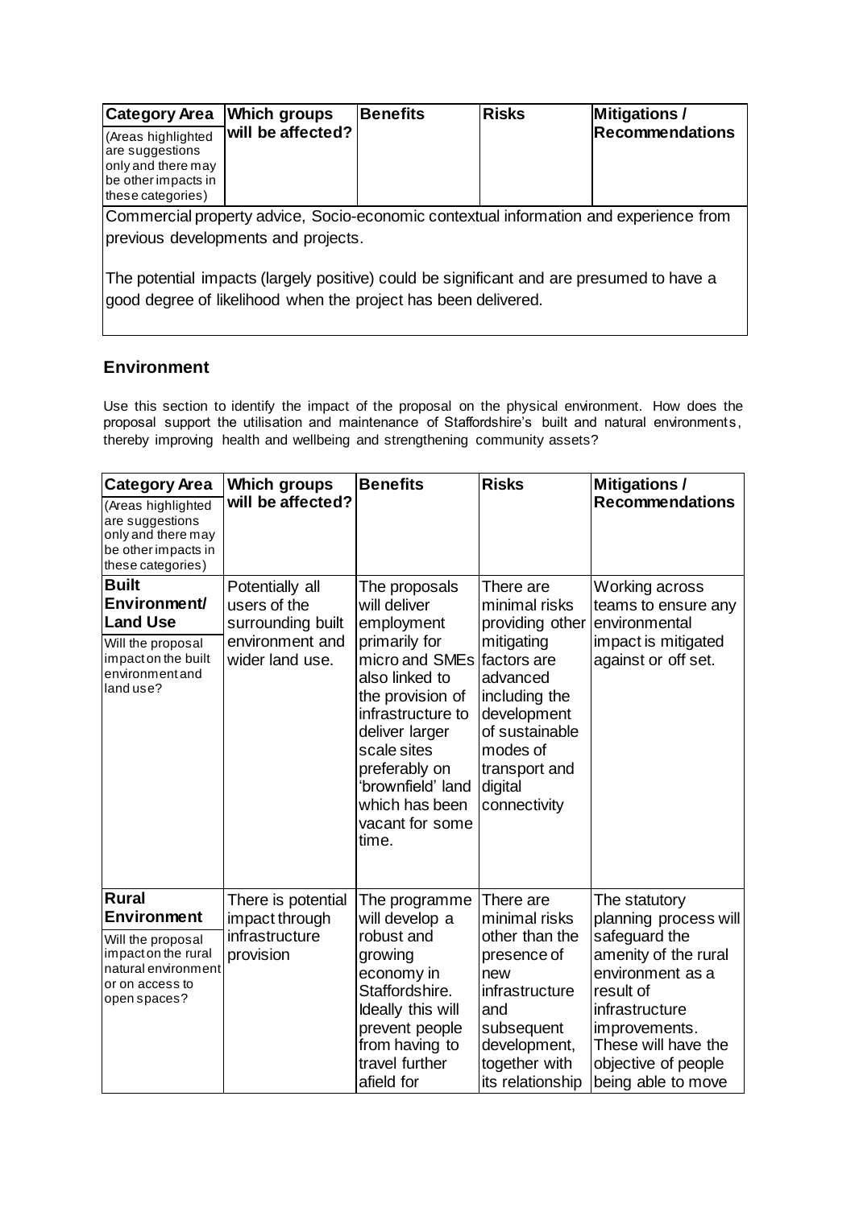| Category Area<br>(Areas highlighted are suggestions only and there may be other impacts in these categories) | Which groups will be affected? | Benefits | Risks | Mitigations / Recommendations |
|---|---|---|---|---|
| Commercial property advice, Socio-economic contextual information and experience from previous developments and projects.<br><br>The potential impacts (largely positive) could be significant and are presumed to have a good degree of likelihood when the project has been delivered. | | | | |

## Environment

Use this section to identify the impact of the proposal on the physical environment. How does the proposal support the utilisation and maintenance of Staffordshire's built and natural environments, thereby improving health and wellbeing and strengthening community assets?

| Category Area<br>(Areas highlighted are suggestions only and there may be other impacts in these categories) | Which groups will be affected? | Benefits | Risks | Mitigations / Recommendations |
|---|---|---|---|---|
| **Built Environment/ Land Use**<br>Will the proposal impact on the built environment and land use? | Potentially all users of the surrounding built environment and wider land use. | The proposals will deliver employment primarily for micro and SMEs also linked to the provision of infrastructure to deliver larger scale sites preferably on 'brownfield' land which has been vacant for some time. | There are minimal risks providing other mitigating factors are advanced including the development of sustainable modes of transport and digital connectivity | Working across teams to ensure any environmental impact is mitigated against or off set. |
| **Rural Environment**<br>Will the proposal impact on the rural natural environment or on access to open spaces? | There is potential impact through infrastructure provision | The programme will develop a robust and growing economy in Staffordshire. Ideally this will prevent people from having to travel further afield for | There are minimal risks other than the presence of new infrastructure and subsequent development, together with its relationship | The statutory planning process will safeguard the amenity of the rural environment as a result of infrastructure improvements. These will have the objective of people being able to move |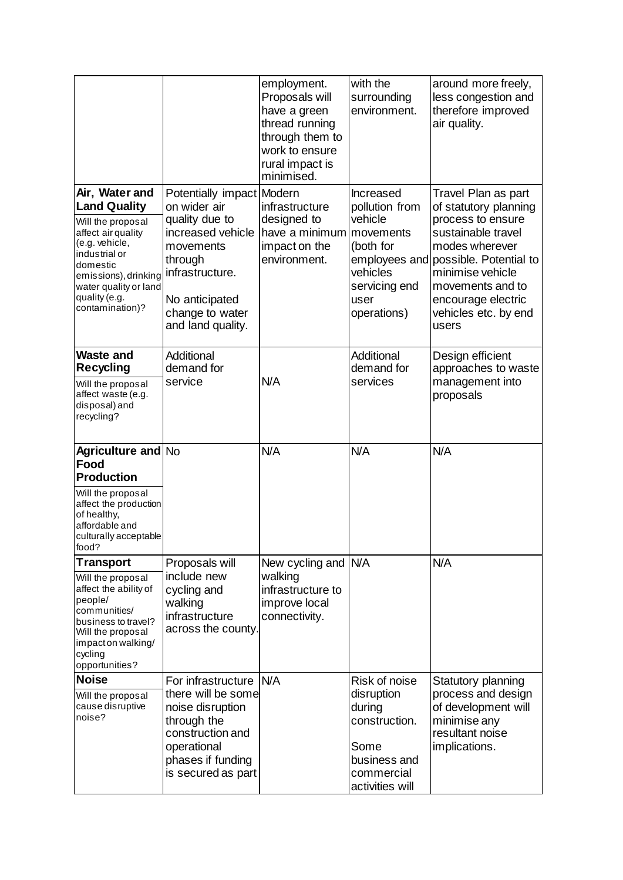| | | | | |
|---|---|---|---|---|
| | | employment. Proposals will have a green thread running through them to work to ensure rural impact is minimised. | with the surrounding environment. | around more freely, less congestion and therefore improved air quality. |
| **Air, Water and Land Quality**<br>Will the proposal affect air quality (e.g. vehicle, industrial or domestic emissions), drinking water quality or land quality (e.g. contamination)? | Potentially impact on wider air quality due to increased vehicle movements through infrastructure.<br><br>No anticipated change to water and land quality. | Modern infrastructure designed to have a minimum impact on the environment. | Increased pollution from vehicle movements (both for employees and vehicles servicing end user operations) | Travel Plan as part of statutory planning process to ensure sustainable travel modes wherever possible. Potential to minimise vehicle movements and to encourage electric vehicles etc. by end users |
| **Waste and Recycling**<br>Will the proposal affect waste (e.g. disposal) and recycling? | Additional demand for service | N/A | Additional demand for services | Design efficient approaches to waste management into proposals |
| **Agriculture and Food Production**<br>Will the proposal affect the production of healthy, affordable and culturally acceptable food? | No | N/A | N/A | N/A |
| **Transport**<br>Will the proposal affect the ability of people/ communities/ business to travel? Will the proposal impact on walking/ cycling opportunities? | Proposals will include new cycling and walking infrastructure across the county. | New cycling and walking infrastructure to improve local connectivity. | N/A | N/A |
| **Noise**<br>Will the proposal cause disruptive noise? | For infrastructure there will be some noise disruption through the construction and operational phases if funding is secured as part | N/A | Risk of noise disruption during construction.<br><br>Some business and commercial activities will | Statutory planning process and design of development will minimise any resultant noise implications. |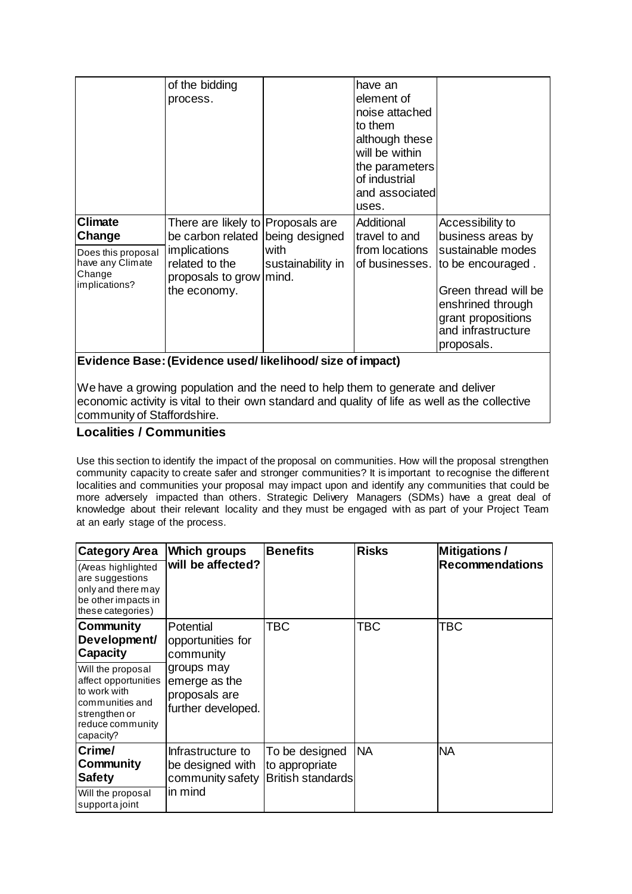| | of the bidding process. | | have an element of noise attached to them although these will be within the parameters of industrial and associated uses. | |
|---|---|---|---|---|
| **Climate Change**<br>Does this proposal have any Climate Change implications? | There are likely to be carbon related implications related to the proposals to grow the economy. | Proposals are being designed with sustainability in mind. | Additional travel to and from locations of businesses. | Accessibility to business areas by sustainable modes to be encouraged .<br><br>Green thread will be enshrined through grant propositions and infrastructure proposals. |

**Evidence Base: (Evidence used/ likelihood/ size of impact)**

We have a growing population and the need to help them to generate and deliver economic activity is vital to their own standard and quality of life as well as the collective community of Staffordshire.

## Localities / Communities

Use this section to identify the impact of the proposal on communities. How will the proposal strengthen community capacity to create safer and stronger communities? It is important to recognise the different localities and communities your proposal may impact upon and identify any communities that could be more adversely impacted than others. Strategic Delivery Managers (SDMs) have a great deal of knowledge about their relevant locality and they must be engaged with as part of your Project Team at an early stage of the process.

| **Category Area**<br>(Areas highlighted are suggestions only and there may be other impacts in these categories) | **Which groups will be affected?** | **Benefits** | **Risks** | **Mitigations / Recommendations** |
|---|---|---|---|---|
| **Community Development/ Capacity**<br>Will the proposal affect opportunities to work with communities and strengthen or reduce community capacity? | Potential opportunities for community groups may emerge as the proposals are further developed. | TBC | TBC | TBC |
| **Crime/ Community Safety**<br>Will the proposal support a joint | Infrastructure to be designed with community safety in mind | To be designed to appropriate British standards | NA | NA |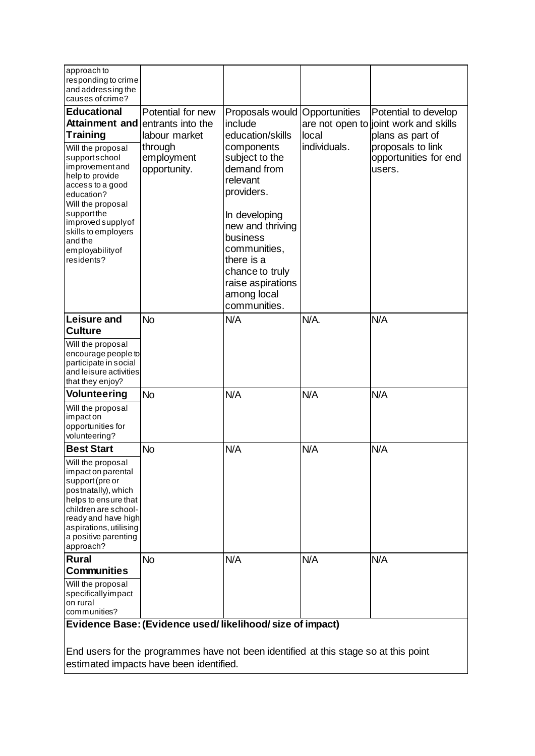| | | | | |
|---|---|---|---|---|
| approach to responding to crime and addressing the causes of crime? | | | | |
| **Educational Attainment and Training**<br>Will the proposal support school improvement and help to provide access to a good education?<br>Will the proposal support the improved supply of skills to employers and the employability of residents? | Potential for new entrants into the labour market through employment opportunity. | Proposals would include education/skills components subject to the demand from relevant providers.<br><br>In developing new and thriving business communities, there is a chance to truly raise aspirations among local communities. | Opportunities are not open to local individuals. | Potential to develop joint work and skills plans as part of proposals to link opportunities for end users. |
| **Leisure and Culture**<br>Will the proposal encourage people to participate in social and leisure activities that they enjoy? | No | N/A | N/A. | N/A |
| **Volunteering**<br>Will the proposal impact on opportunities for volunteering? | No | N/A | N/A | N/A |
| **Best Start**<br>Will the proposal impact on parental support (pre or postnatally), which helps to ensure that children are school-ready and have high aspirations, utilising a positive parenting approach? | No | N/A | N/A | N/A |
| **Rural Communities**<br>Will the proposal specifically impact on rural communities? | No | N/A | N/A | N/A |

**Evidence Base: (Evidence used/ likelihood/ size of impact)**

End users for the programmes have not been identified at this stage so at this point estimated impacts have been identified.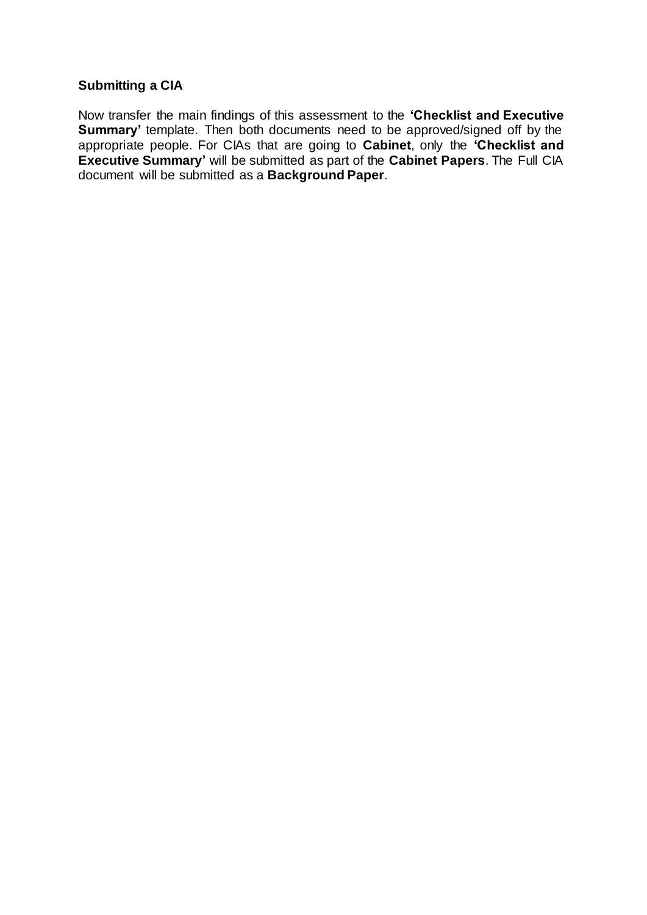**Submitting a CIA**

Now transfer the main findings of this assessment to the **'Checklist and Executive Summary'** template. Then both documents need to be approved/signed off by the appropriate people. For CIAs that are going to **Cabinet**, only the **'Checklist and Executive Summary'** will be submitted as part of the **Cabinet Papers**. The Full CIA document will be submitted as a **Background Paper**.